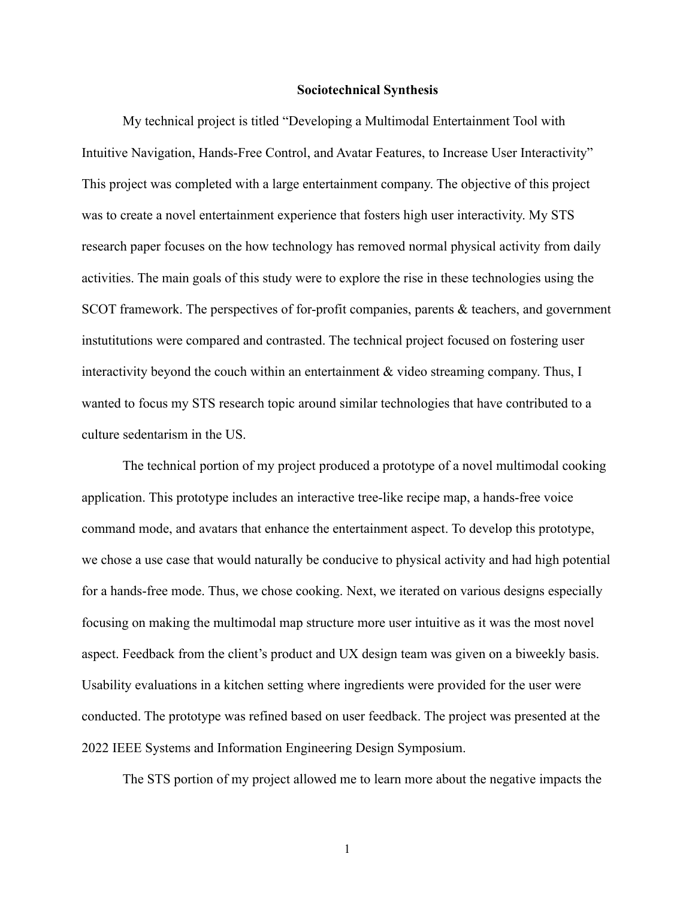**Sociotechnical Synthesis**

My technical project is titled "Developing a Multimodal Entertainment Tool with Intuitive Navigation, Hands-Free Control, and Avatar Features, to Increase User Interactivity" This project was completed with a large entertainment company. The objective of this project was to create a novel entertainment experience that fosters high user interactivity. My STS research paper focuses on the how technology has removed normal physical activity from daily activities. The main goals of this study were to explore the rise in these technologies using the SCOT framework. The perspectives of for-profit companies, parents & teachers, and government instutitutions were compared and contrasted. The technical project focused on fostering user interactivity beyond the couch within an entertainment & video streaming company. Thus, I wanted to focus my STS research topic around similar technologies that have contributed to a culture sedentarism in the US.

The technical portion of my project produced a prototype of a novel multimodal cooking application. This prototype includes an interactive tree-like recipe map, a hands-free voice command mode, and avatars that enhance the entertainment aspect. To develop this prototype, we chose a use case that would naturally be conducive to physical activity and had high potential for a hands-free mode. Thus, we chose cooking. Next, we iterated on various designs especially focusing on making the multimodal map structure more user intuitive as it was the most novel aspect. Feedback from the client's product and UX design team was given on a biweekly basis. Usability evaluations in a kitchen setting where ingredients were provided for the user were conducted. The prototype was refined based on user feedback. The project was presented at the 2022 IEEE Systems and Information Engineering Design Symposium.

The STS portion of my project allowed me to learn more about the negative impacts the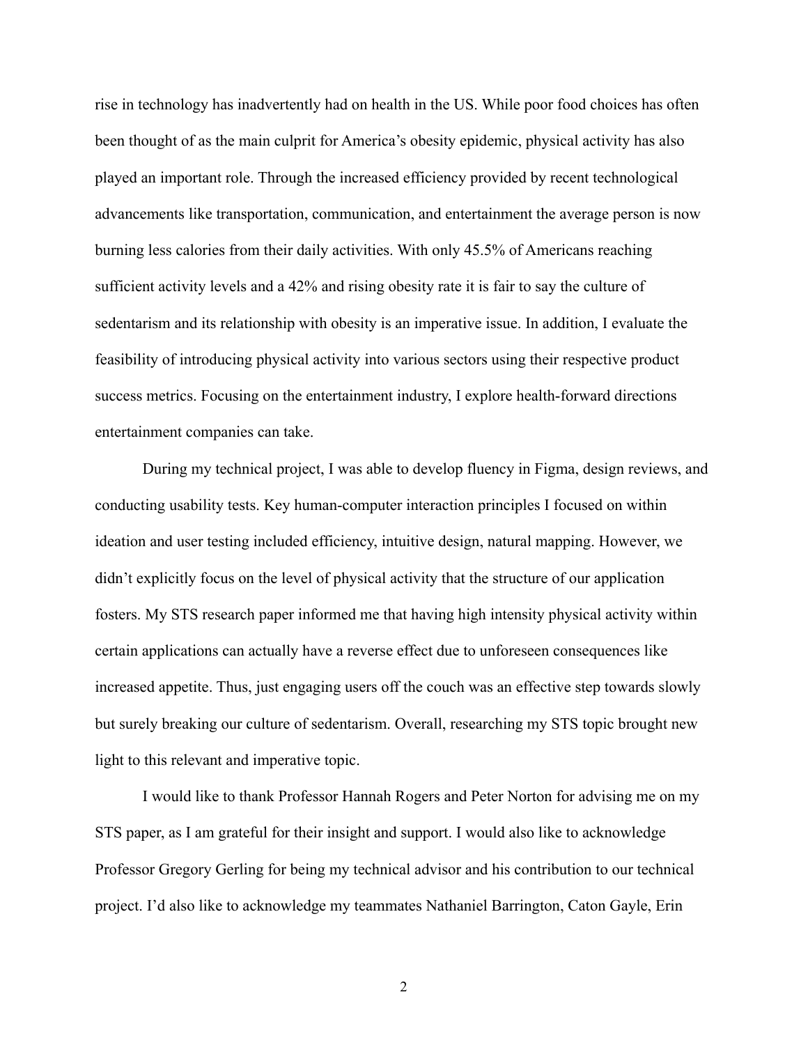rise in technology has inadvertently had on health in the US. While poor food choices has often been thought of as the main culprit for America's obesity epidemic, physical activity has also played an important role. Through the increased efficiency provided by recent technological advancements like transportation, communication, and entertainment the average person is now burning less calories from their daily activities. With only 45.5% of Americans reaching sufficient activity levels and a 42% and rising obesity rate it is fair to say the culture of sedentarism and its relationship with obesity is an imperative issue. In addition, I evaluate the feasibility of introducing physical activity into various sectors using their respective product success metrics. Focusing on the entertainment industry, I explore health-forward directions entertainment companies can take.

During my technical project, I was able to develop fluency in Figma, design reviews, and conducting usability tests. Key human-computer interaction principles I focused on within ideation and user testing included efficiency, intuitive design, natural mapping. However, we didn't explicitly focus on the level of physical activity that the structure of our application fosters. My STS research paper informed me that having high intensity physical activity within certain applications can actually have a reverse effect due to unforeseen consequences like increased appetite. Thus, just engaging users off the couch was an effective step towards slowly but surely breaking our culture of sedentarism. Overall, researching my STS topic brought new light to this relevant and imperative topic.

I would like to thank Professor Hannah Rogers and Peter Norton for advising me on my STS paper, as I am grateful for their insight and support. I would also like to acknowledge Professor Gregory Gerling for being my technical advisor and his contribution to our technical project. I'd also like to acknowledge my teammates Nathaniel Barrington, Caton Gayle, Erin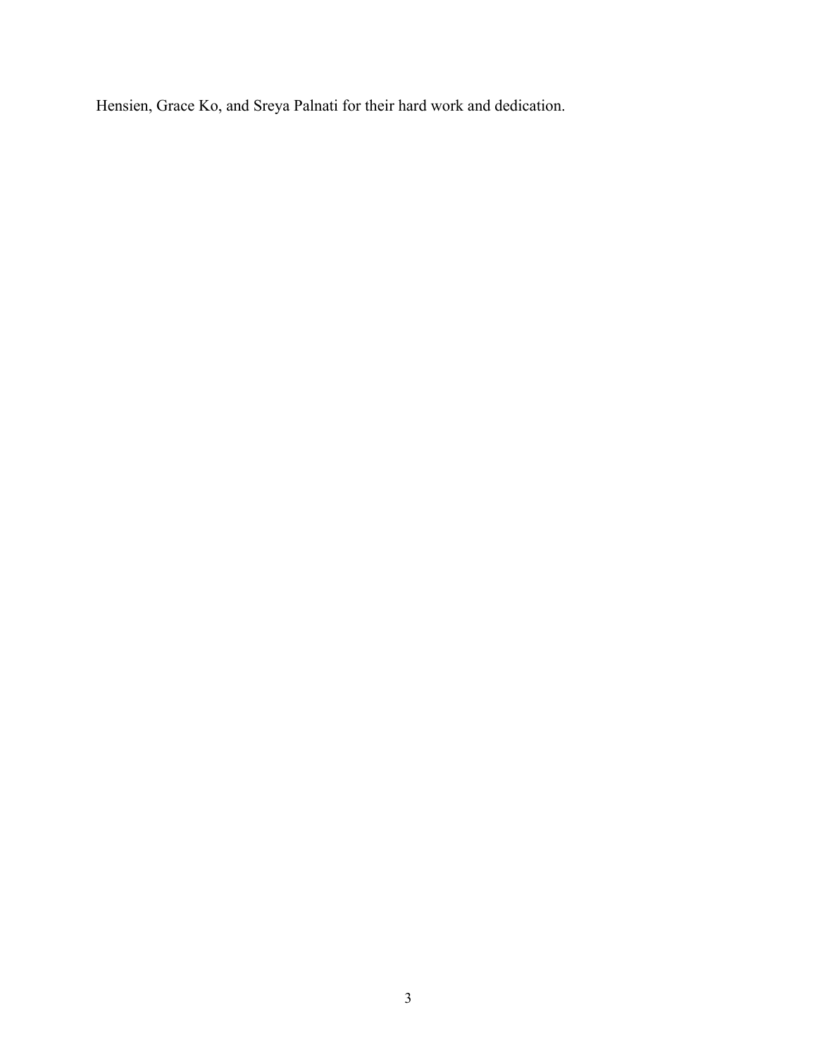Hensien, Grace Ko, and Sreya Palnati for their hard work and dedication.